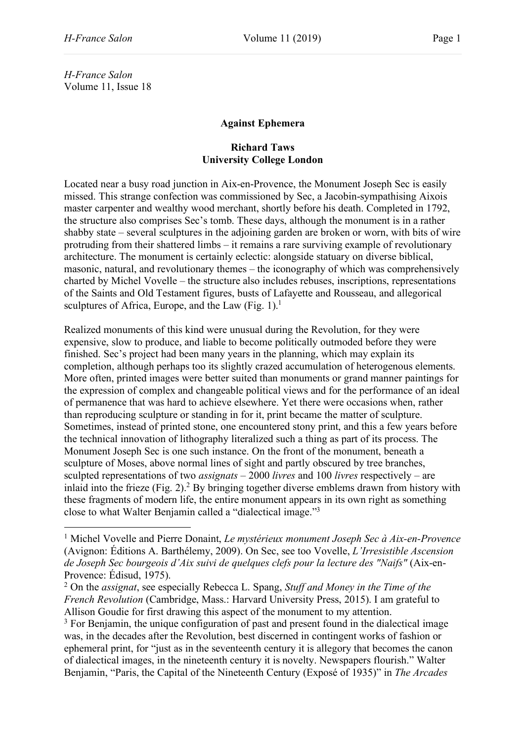*H-France Salon*
Volume 11, Issue 18

**Against Ephemera**

**Richard Taws**
**University College London**

Located near a busy road junction in Aix-en-Provence, the Monument Joseph Sec is easily missed. This strange confection was commissioned by Sec, a Jacobin-sympathising Aixois master carpenter and wealthy wood merchant, shortly before his death. Completed in 1792, the structure also comprises Sec's tomb. These days, although the monument is in a rather shabby state – several sculptures in the adjoining garden are broken or worn, with bits of wire protruding from their shattered limbs – it remains a rare surviving example of revolutionary architecture. The monument is certainly eclectic: alongside statuary on diverse biblical, masonic, natural, and revolutionary themes – the iconography of which was comprehensively charted by Michel Vovelle – the structure also includes rebuses, inscriptions, representations of the Saints and Old Testament figures, busts of Lafayette and Rousseau, and allegorical sculptures of Africa, Europe, and the Law (Fig. 1).[1]

Realized monuments of this kind were unusual during the Revolution, for they were expensive, slow to produce, and liable to become politically outmoded before they were finished. Sec's project had been many years in the planning, which may explain its completion, although perhaps too its slightly crazed accumulation of heterogenous elements. More often, printed images were better suited than monuments or grand manner paintings for the expression of complex and changeable political views and for the performance of an ideal of permanence that was hard to achieve elsewhere. Yet there were occasions when, rather than reproducing sculpture or standing in for it, print became the matter of sculpture. Sometimes, instead of printed stone, one encountered stony print, and this a few years before the technical innovation of lithography literalized such a thing as part of its process. The Monument Joseph Sec is one such instance. On the front of the monument, beneath a sculpture of Moses, above normal lines of sight and partly obscured by tree branches, sculpted representations of two *assignats* – 2000 *livres* and 100 *livres* respectively – are inlaid into the frieze (Fig. 2).[2] By bringing together diverse emblems drawn from history with these fragments of modern life, the entire monument appears in its own right as something close to what Walter Benjamin called a "dialectical image."[3]

---

[1] Michel Vovelle and Pierre Donaint, *Le mystérieux monument Joseph Sec à Aix-en-Provence* (Avignon: Éditions A. Barthélemy, 2009). On Sec, see too Vovelle, *L'Irresistible Ascension de Joseph Sec bourgeois d'Aix suivi de quelques clefs pour la lecture des "Naifs"* (Aix-en-Provence: Édisud, 1975).

[2] On the *assignat*, see especially Rebecca L. Spang, *Stuff and Money in the Time of the French Revolution* (Cambridge, Mass.: Harvard University Press, 2015). I am grateful to Allison Goudie for first drawing this aspect of the monument to my attention.

[3] For Benjamin, the unique configuration of past and present found in the dialectical image was, in the decades after the Revolution, best discerned in contingent works of fashion or ephemeral print, for "just as in the seventeenth century it is allegory that becomes the canon of dialectical images, in the nineteenth century it is novelty. Newspapers flourish." Walter Benjamin, "Paris, the Capital of the Nineteenth Century (Exposé of 1935)" in *The Arcades*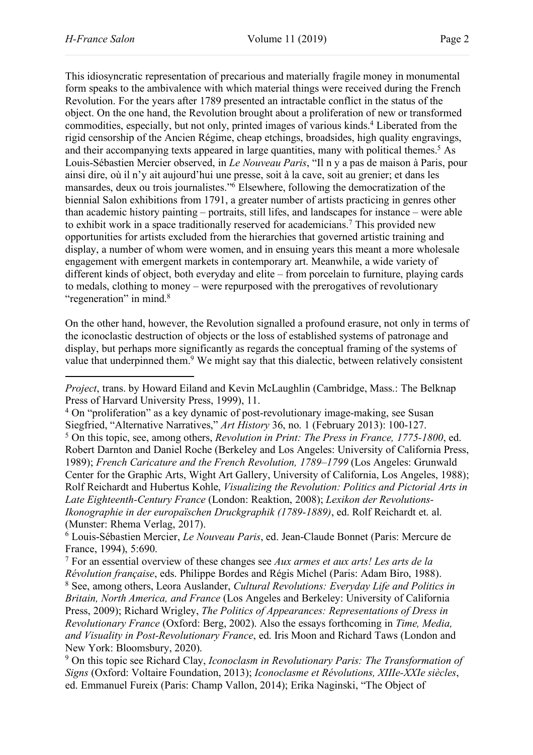This idiosyncratic representation of precarious and materially fragile money in monumental form speaks to the ambivalence with which material things were received during the French Revolution. For the years after 1789 presented an intractable conflict in the status of the object. On the one hand, the Revolution brought about a proliferation of new or transformed commodities, especially, but not only, printed images of various kinds.[4] Liberated from the rigid censorship of the Ancien Régime, cheap etchings, broadsides, high quality engravings, and their accompanying texts appeared in large quantities, many with political themes.[5] As Louis-Sébastien Mercier observed, in *Le Nouveau Paris*, "Il n y a pas de maison à Paris, pour ainsi dire, où il n'y ait aujourd'hui une presse, soit à la cave, soit au grenier; et dans les mansardes, deux ou trois journalistes."[6] Elsewhere, following the democratization of the biennial Salon exhibitions from 1791, a greater number of artists practicing in genres other than academic history painting – portraits, still lifes, and landscapes for instance – were able to exhibit work in a space traditionally reserved for academicians.[7] This provided new opportunities for artists excluded from the hierarchies that governed artistic training and display, a number of whom were women, and in ensuing years this meant a more wholesale engagement with emergent markets in contemporary art. Meanwhile, a wide variety of different kinds of object, both everyday and elite – from porcelain to furniture, playing cards to medals, clothing to money – were repurposed with the prerogatives of revolutionary "regeneration" in mind.[8]

On the other hand, however, the Revolution signalled a profound erasure, not only in terms of the iconoclastic destruction of objects or the loss of established systems of patronage and display, but perhaps more significantly as regards the conceptual framing of the systems of value that underpinned them.[9] We might say that this dialectic, between relatively consistent

---

*Project*, trans. by Howard Eiland and Kevin McLaughlin (Cambridge, Mass.: The Belknap Press of Harvard University Press, 1999), 11.

[4] On "proliferation" as a key dynamic of post-revolutionary image-making, see Susan Siegfried, "Alternative Narratives," *Art History* 36, no. 1 (February 2013): 100-127.

[5] On this topic, see, among others, *Revolution in Print: The Press in France, 1775-1800*, ed. Robert Darnton and Daniel Roche (Berkeley and Los Angeles: University of California Press, 1989); *French Caricature and the French Revolution, 1789–1799* (Los Angeles: Grunwald Center for the Graphic Arts, Wight Art Gallery, University of California, Los Angeles, 1988); Rolf Reichardt and Hubertus Kohle, *Visualizing the Revolution: Politics and Pictorial Arts in Late Eighteenth-Century France* (London: Reaktion, 2008); *Lexikon der Revolutions-Ikonographie in der europaïschen Druckgraphik (1789-1889)*, ed. Rolf Reichardt et. al. (Munster: Rhema Verlag, 2017).

[6] Louis-Sébastien Mercier, *Le Nouveau Paris*, ed. Jean-Claude Bonnet (Paris: Mercure de France, 1994), 5:690.

[7] For an essential overview of these changes see *Aux armes et aux arts! Les arts de la Révolution française*, eds. Philippe Bordes and Régis Michel (Paris: Adam Biro, 1988).

[8] See, among others, Leora Auslander, *Cultural Revolutions: Everyday Life and Politics in Britain, North America, and France* (Los Angeles and Berkeley: University of California Press, 2009); Richard Wrigley, *The Politics of Appearances: Representations of Dress in Revolutionary France* (Oxford: Berg, 2002). Also the essays forthcoming in *Time, Media, and Visuality in Post-Revolutionary France*, ed. Iris Moon and Richard Taws (London and New York: Bloomsbury, 2020).

[9] On this topic see Richard Clay, *Iconoclasm in Revolutionary Paris: The Transformation of Signs* (Oxford: Voltaire Foundation, 2013); *Iconoclasme et Révolutions, XIIIe-XXIe siècles*, ed. Emmanuel Fureix (Paris: Champ Vallon, 2014); Erika Naginski, "The Object of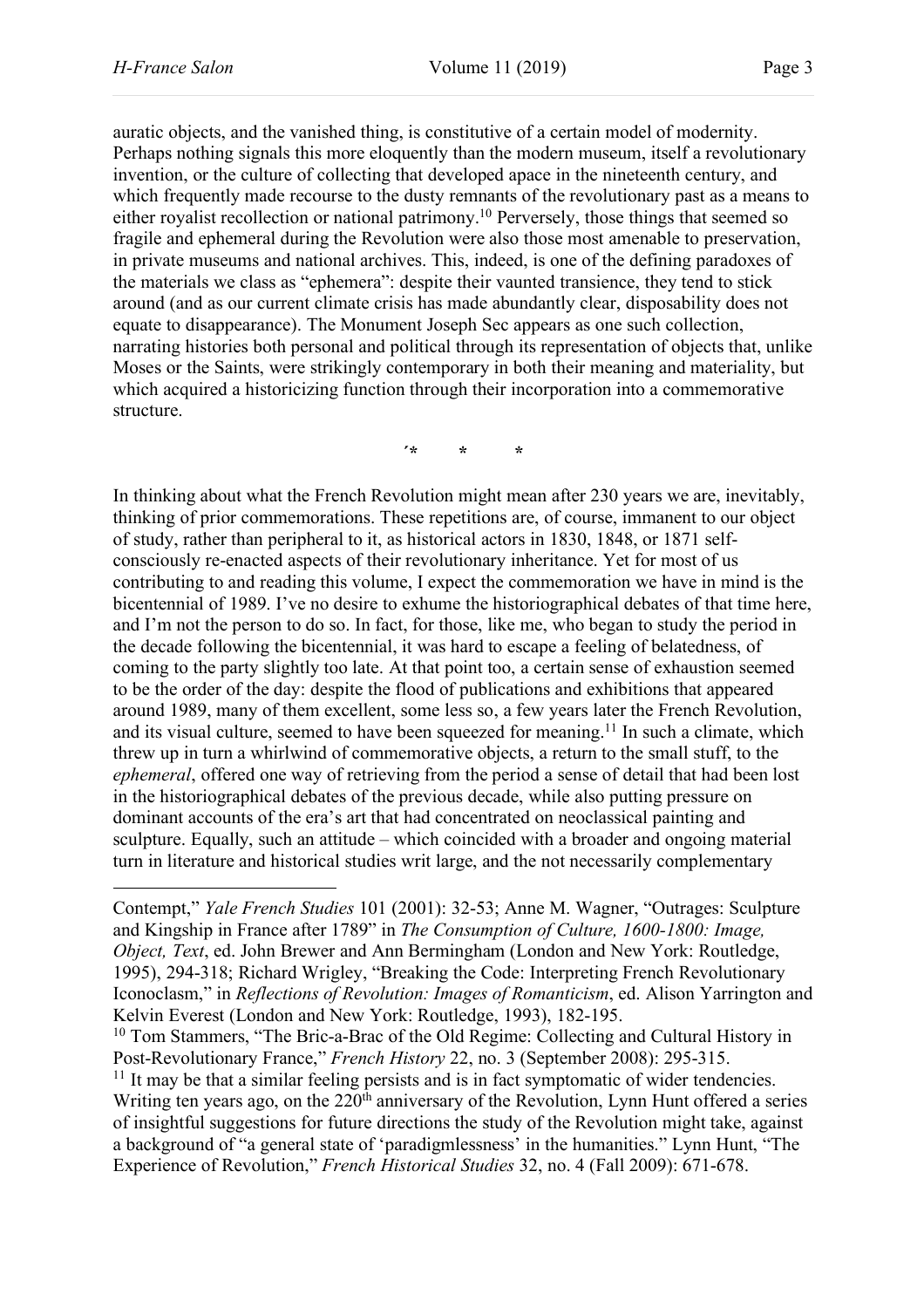auratic objects, and the vanished thing, is constitutive of a certain model of modernity. Perhaps nothing signals this more eloquently than the modern museum, itself a revolutionary invention, or the culture of collecting that developed apace in the nineteenth century, and which frequently made recourse to the dusty remnants of the revolutionary past as a means to either royalist recollection or national patrimony.[10] Perversely, those things that seemed so fragile and ephemeral during the Revolution were also those most amenable to preservation, in private museums and national archives. This, indeed, is one of the defining paradoxes of the materials we class as "ephemera": despite their vaunted transience, they tend to stick around (and as our current climate crisis has made abundantly clear, disposability does not equate to disappearance). The Monument Joseph Sec appears as one such collection, narrating histories both personal and political through its representation of objects that, unlike Moses or the Saints, were strikingly contemporary in both their meaning and materiality, but which acquired a historicizing function through their incorporation into a commemorative structure.

\* \* \*

In thinking about what the French Revolution might mean after 230 years we are, inevitably, thinking of prior commemorations. These repetitions are, of course, immanent to our object of study, rather than peripheral to it, as historical actors in 1830, 1848, or 1871 self-consciously re-enacted aspects of their revolutionary inheritance. Yet for most of us contributing to and reading this volume, I expect the commemoration we have in mind is the bicentennial of 1989. I've no desire to exhume the historiographical debates of that time here, and I'm not the person to do so. In fact, for those, like me, who began to study the period in the decade following the bicentennial, it was hard to escape a feeling of belatedness, of coming to the party slightly too late. At that point too, a certain sense of exhaustion seemed to be the order of the day: despite the flood of publications and exhibitions that appeared around 1989, many of them excellent, some less so, a few years later the French Revolution, and its visual culture, seemed to have been squeezed for meaning.[11] In such a climate, which threw up in turn a whirlwind of commemorative objects, a return to the small stuff, to the *ephemeral*, offered one way of retrieving from the period a sense of detail that had been lost in the historiographical debates of the previous decade, while also putting pressure on dominant accounts of the era's art that had concentrated on neoclassical painting and sculpture. Equally, such an attitude – which coincided with a broader and ongoing material turn in literature and historical studies writ large, and the not necessarily complementary

Contempt," *Yale French Studies* 101 (2001): 32-53; Anne M. Wagner, "Outrages: Sculpture and Kingship in France after 1789" in *The Consumption of Culture, 1600-1800: Image, Object, Text*, ed. John Brewer and Ann Bermingham (London and New York: Routledge, 1995), 294-318; Richard Wrigley, "Breaking the Code: Interpreting French Revolutionary Iconoclasm," in *Reflections of Revolution: Images of Romanticism*, ed. Alison Yarrington and Kelvin Everest (London and New York: Routledge, 1993), 182-195.

[10] Tom Stammers, "The Bric-a-Brac of the Old Regime: Collecting and Cultural History in Post-Revolutionary France," *French History* 22, no. 3 (September 2008): 295-315.

[11] It may be that a similar feeling persists and is in fact symptomatic of wider tendencies. Writing ten years ago, on the 220th anniversary of the Revolution, Lynn Hunt offered a series of insightful suggestions for future directions the study of the Revolution might take, against a background of "a general state of 'paradigmlessness' in the humanities." Lynn Hunt, "The Experience of Revolution," *French Historical Studies* 32, no. 4 (Fall 2009): 671-678.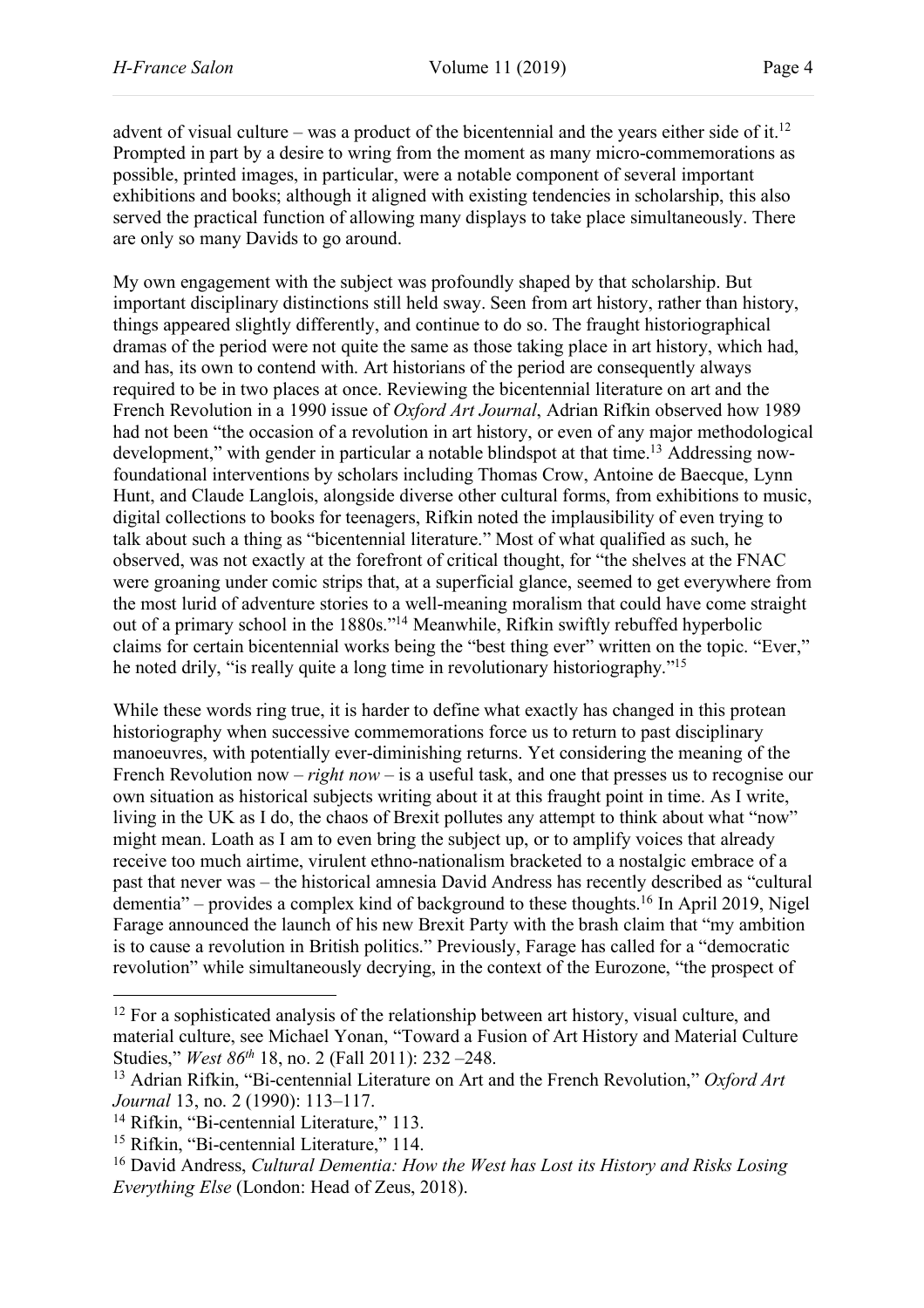advent of visual culture – was a product of the bicentennial and the years either side of it.[12] Prompted in part by a desire to wring from the moment as many micro-commemorations as possible, printed images, in particular, were a notable component of several important exhibitions and books; although it aligned with existing tendencies in scholarship, this also served the practical function of allowing many displays to take place simultaneously. There are only so many Davids to go around.

My own engagement with the subject was profoundly shaped by that scholarship. But important disciplinary distinctions still held sway. Seen from art history, rather than history, things appeared slightly differently, and continue to do so. The fraught historiographical dramas of the period were not quite the same as those taking place in art history, which had, and has, its own to contend with. Art historians of the period are consequently always required to be in two places at once. Reviewing the bicentennial literature on art and the French Revolution in a 1990 issue of *Oxford Art Journal*, Adrian Rifkin observed how 1989 had not been "the occasion of a revolution in art history, or even of any major methodological development," with gender in particular a notable blindspot at that time.[13] Addressing now-foundational interventions by scholars including Thomas Crow, Antoine de Baecque, Lynn Hunt, and Claude Langlois, alongside diverse other cultural forms, from exhibitions to music, digital collections to books for teenagers, Rifkin noted the implausibility of even trying to talk about such a thing as "bicentennial literature." Most of what qualified as such, he observed, was not exactly at the forefront of critical thought, for "the shelves at the FNAC were groaning under comic strips that, at a superficial glance, seemed to get everywhere from the most lurid of adventure stories to a well-meaning moralism that could have come straight out of a primary school in the 1880s."[14] Meanwhile, Rifkin swiftly rebuffed hyperbolic claims for certain bicentennial works being the "best thing ever" written on the topic. "Ever," he noted drily, "is really quite a long time in revolutionary historiography."[15]

While these words ring true, it is harder to define what exactly has changed in this protean historiography when successive commemorations force us to return to past disciplinary manoeuvres, with potentially ever-diminishing returns. Yet considering the meaning of the French Revolution now – *right now* – is a useful task, and one that presses us to recognise our own situation as historical subjects writing about it at this fraught point in time. As I write, living in the UK as I do, the chaos of Brexit pollutes any attempt to think about what "now" might mean. Loath as I am to even bring the subject up, or to amplify voices that already receive too much airtime, virulent ethno-nationalism bracketed to a nostalgic embrace of a past that never was – the historical amnesia David Andress has recently described as "cultural dementia" – provides a complex kind of background to these thoughts.[16] In April 2019, Nigel Farage announced the launch of his new Brexit Party with the brash claim that "my ambition is to cause a revolution in British politics." Previously, Farage has called for a "democratic revolution" while simultaneously decrying, in the context of the Eurozone, "the prospect of

---

[12] For a sophisticated analysis of the relationship between art history, visual culture, and material culture, see Michael Yonan, "Toward a Fusion of Art History and Material Culture Studies," *West 86th* 18, no. 2 (Fall 2011): 232 –248.

[13] Adrian Rifkin, "Bi-centennial Literature on Art and the French Revolution," *Oxford Art Journal* 13, no. 2 (1990): 113–117.

[14] Rifkin, "Bi-centennial Literature," 113.

[15] Rifkin, "Bi-centennial Literature," 114.

[16] David Andress, *Cultural Dementia: How the West has Lost its History and Risks Losing Everything Else* (London: Head of Zeus, 2018).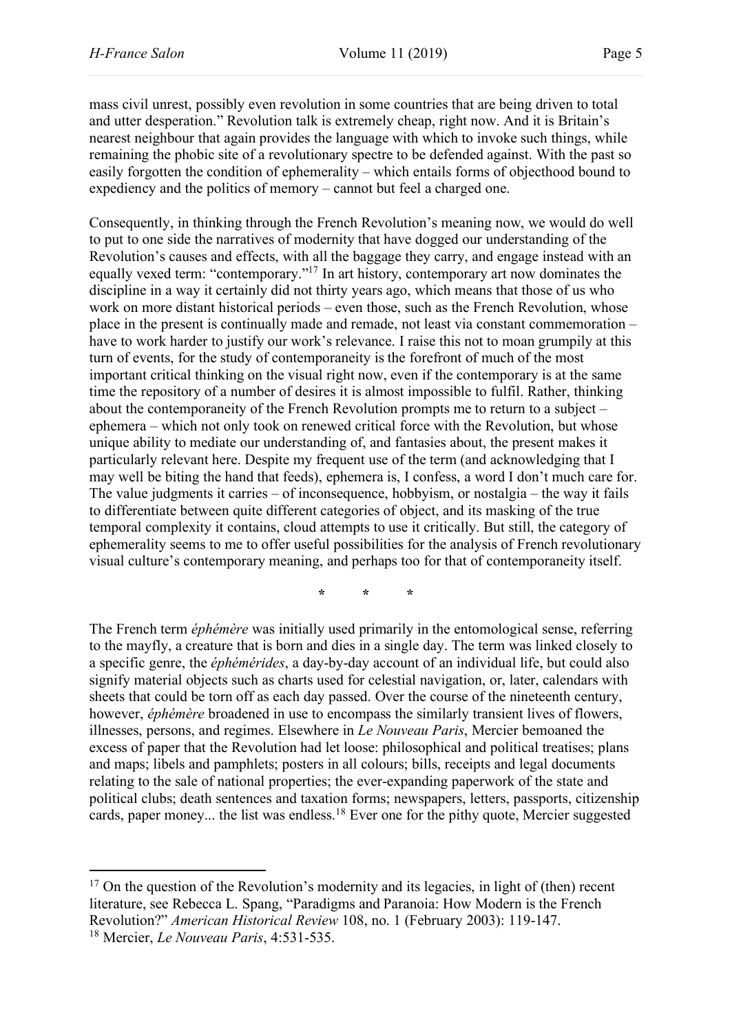mass civil unrest, possibly even revolution in some countries that are being driven to total and utter desperation." Revolution talk is extremely cheap, right now. And it is Britain's nearest neighbour that again provides the language with which to invoke such things, while remaining the phobic site of a revolutionary spectre to be defended against. With the past so easily forgotten the condition of ephemerality – which entails forms of objecthood bound to expediency and the politics of memory – cannot but feel a charged one.

Consequently, in thinking through the French Revolution's meaning now, we would do well to put to one side the narratives of modernity that have dogged our understanding of the Revolution's causes and effects, with all the baggage they carry, and engage instead with an equally vexed term: "contemporary."[17] In art history, contemporary art now dominates the discipline in a way it certainly did not thirty years ago, which means that those of us who work on more distant historical periods – even those, such as the French Revolution, whose place in the present is continually made and remade, not least via constant commemoration – have to work harder to justify our work's relevance. I raise this not to moan grumpily at this turn of events, for the study of contemporaneity is the forefront of much of the most important critical thinking on the visual right now, even if the contemporary is at the same time the repository of a number of desires it is almost impossible to fulfil. Rather, thinking about the contemporaneity of the French Revolution prompts me to return to a subject – ephemera – which not only took on renewed critical force with the Revolution, but whose unique ability to mediate our understanding of, and fantasies about, the present makes it particularly relevant here. Despite my frequent use of the term (and acknowledging that I may well be biting the hand that feeds), ephemera is, I confess, a word I don't much care for. The value judgments it carries – of inconsequence, hobbyism, or nostalgia – the way it fails to differentiate between quite different categories of object, and its masking of the true temporal complexity it contains, cloud attempts to use it critically. But still, the category of ephemerality seems to me to offer useful possibilities for the analysis of French revolutionary visual culture's contemporary meaning, and perhaps too for that of contemporaneity itself.

\*  \*  \*

The French term *éphémère* was initially used primarily in the entomological sense, referring to the mayfly, a creature that is born and dies in a single day. The term was linked closely to a specific genre, the *éphémérides*, a day-by-day account of an individual life, but could also signify material objects such as charts used for celestial navigation, or, later, calendars with sheets that could be torn off as each day passed. Over the course of the nineteenth century, however, *éphémère* broadened in use to encompass the similarly transient lives of flowers, illnesses, persons, and regimes. Elsewhere in *Le Nouveau Paris*, Mercier bemoaned the excess of paper that the Revolution had let loose: philosophical and political treatises; plans and maps; libels and pamphlets; posters in all colours; bills, receipts and legal documents relating to the sale of national properties; the ever-expanding paperwork of the state and political clubs; death sentences and taxation forms; newspapers, letters, passports, citizenship cards, paper money... the list was endless.[18] Ever one for the pithy quote, Mercier suggested

---

[17] On the question of the Revolution's modernity and its legacies, in light of (then) recent literature, see Rebecca L. Spang, "Paradigms and Paranoia: How Modern is the French Revolution?" *American Historical Review* 108, no. 1 (February 2003): 119-147.

[18] Mercier, *Le Nouveau Paris*, 4:531-535.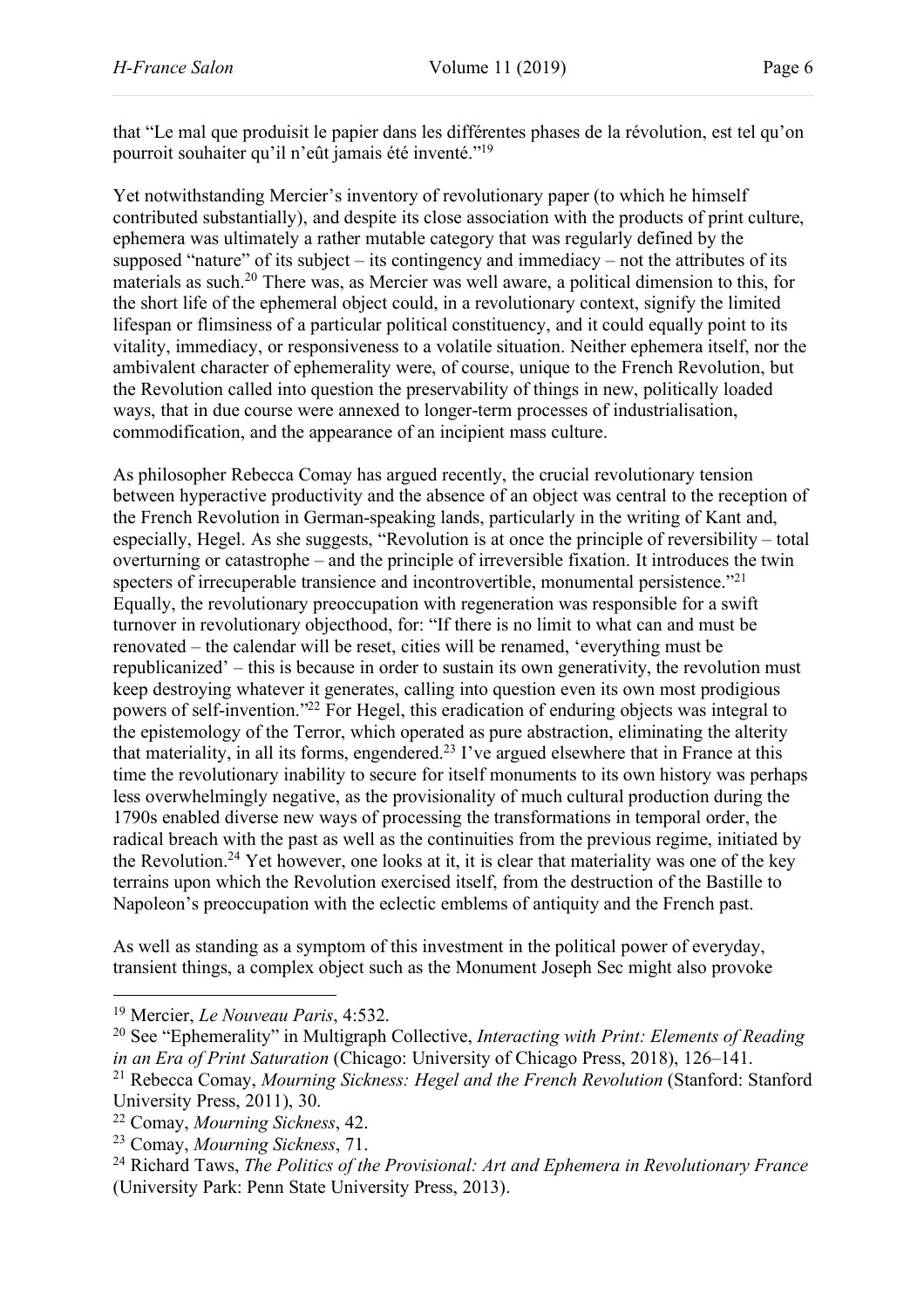that "Le mal que produisit le papier dans les différentes phases de la révolution, est tel qu'on pourroit souhaiter qu'il n'eût jamais été inventé."[19]

Yet notwithstanding Mercier's inventory of revolutionary paper (to which he himself contributed substantially), and despite its close association with the products of print culture, ephemera was ultimately a rather mutable category that was regularly defined by the supposed "nature" of its subject – its contingency and immediacy – not the attributes of its materials as such.[20] There was, as Mercier was well aware, a political dimension to this, for the short life of the ephemeral object could, in a revolutionary context, signify the limited lifespan or flimsiness of a particular political constituency, and it could equally point to its vitality, immediacy, or responsiveness to a volatile situation. Neither ephemera itself, nor the ambivalent character of ephemerality were, of course, unique to the French Revolution, but the Revolution called into question the preservability of things in new, politically loaded ways, that in due course were annexed to longer-term processes of industrialisation, commodification, and the appearance of an incipient mass culture.

As philosopher Rebecca Comay has argued recently, the crucial revolutionary tension between hyperactive productivity and the absence of an object was central to the reception of the French Revolution in German-speaking lands, particularly in the writing of Kant and, especially, Hegel. As she suggests, "Revolution is at once the principle of reversibility – total overturning or catastrophe – and the principle of irreversible fixation. It introduces the twin specters of irrecuperable transience and incontrovertible, monumental persistence."[21] Equally, the revolutionary preoccupation with regeneration was responsible for a swift turnover in revolutionary objecthood, for: "If there is no limit to what can and must be renovated – the calendar will be reset, cities will be renamed, 'everything must be republicanized' – this is because in order to sustain its own generativity, the revolution must keep destroying whatever it generates, calling into question even its own most prodigious powers of self-invention."[22] For Hegel, this eradication of enduring objects was integral to the epistemology of the Terror, which operated as pure abstraction, eliminating the alterity that materiality, in all its forms, engendered.[23] I've argued elsewhere that in France at this time the revolutionary inability to secure for itself monuments to its own history was perhaps less overwhelmingly negative, as the provisionality of much cultural production during the 1790s enabled diverse new ways of processing the transformations in temporal order, the radical breach with the past as well as the continuities from the previous regime, initiated by the Revolution.[24] Yet however, one looks at it, it is clear that materiality was one of the key terrains upon which the Revolution exercised itself, from the destruction of the Bastille to Napoleon's preoccupation with the eclectic emblems of antiquity and the French past.

As well as standing as a symptom of this investment in the political power of everyday, transient things, a complex object such as the Monument Joseph Sec might also provoke

---

[19] Mercier, *Le Nouveau Paris*, 4:532.

[20] See "Ephemerality" in Multigraph Collective, *Interacting with Print: Elements of Reading in an Era of Print Saturation* (Chicago: University of Chicago Press, 2018), 126–141.

[21] Rebecca Comay, *Mourning Sickness: Hegel and the French Revolution* (Stanford: Stanford University Press, 2011), 30.

[22] Comay, *Mourning Sickness*, 42.

[23] Comay, *Mourning Sickness*, 71.

[24] Richard Taws, *The Politics of the Provisional: Art and Ephemera in Revolutionary France* (University Park: Penn State University Press, 2013).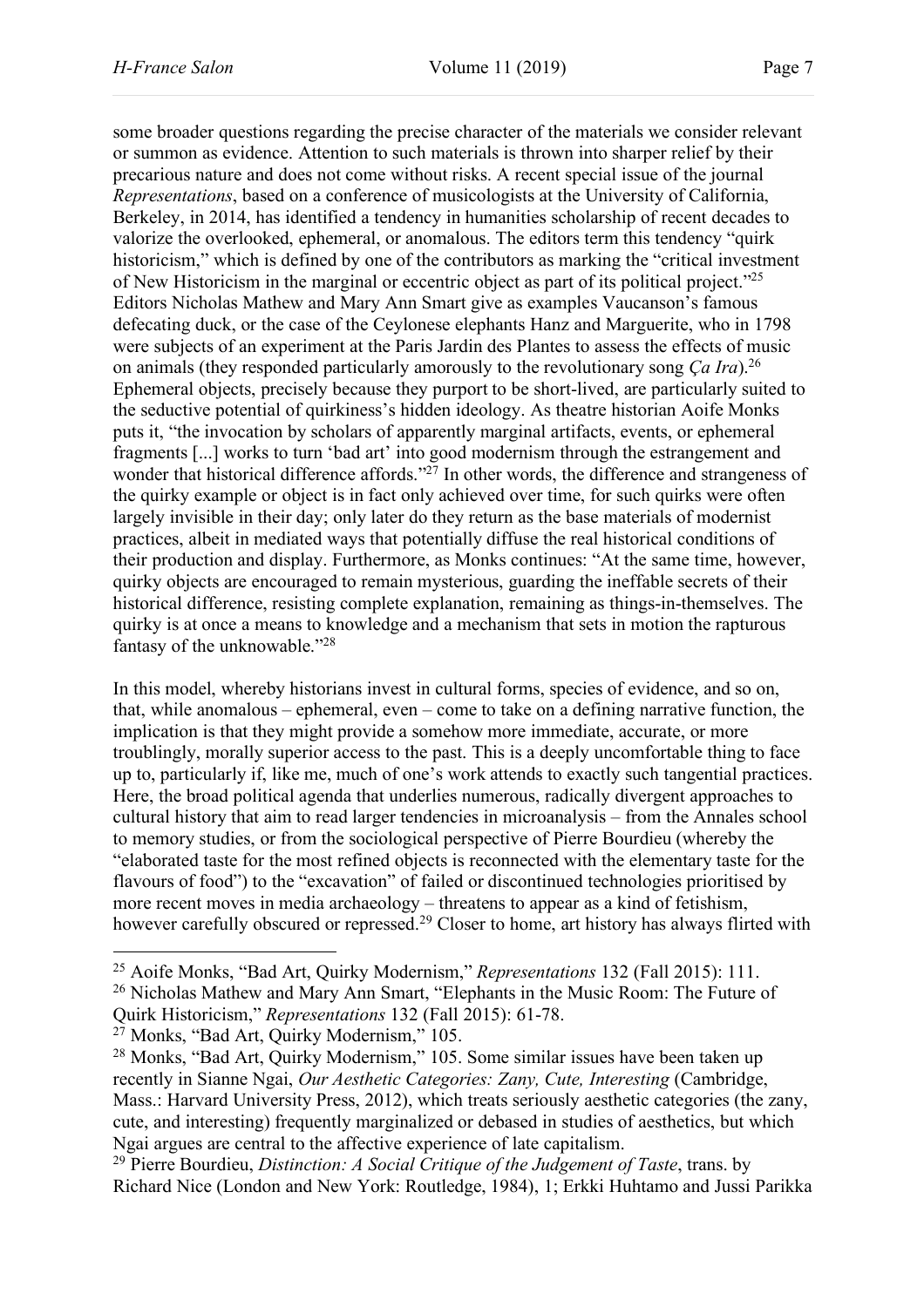some broader questions regarding the precise character of the materials we consider relevant or summon as evidence. Attention to such materials is thrown into sharper relief by their precarious nature and does not come without risks. A recent special issue of the journal *Representations*, based on a conference of musicologists at the University of California, Berkeley, in 2014, has identified a tendency in humanities scholarship of recent decades to valorize the overlooked, ephemeral, or anomalous. The editors term this tendency "quirk historicism," which is defined by one of the contributors as marking the "critical investment of New Historicism in the marginal or eccentric object as part of its political project."[25] Editors Nicholas Mathew and Mary Ann Smart give as examples Vaucanson's famous defecating duck, or the case of the Ceylonese elephants Hanz and Marguerite, who in 1798 were subjects of an experiment at the Paris Jardin des Plantes to assess the effects of music on animals (they responded particularly amorously to the revolutionary song *Ça Ira*).[26] Ephemeral objects, precisely because they purport to be short-lived, are particularly suited to the seductive potential of quirkiness's hidden ideology. As theatre historian Aoife Monks puts it, "the invocation by scholars of apparently marginal artifacts, events, or ephemeral fragments [...] works to turn 'bad art' into good modernism through the estrangement and wonder that historical difference affords."[27] In other words, the difference and strangeness of the quirky example or object is in fact only achieved over time, for such quirks were often largely invisible in their day; only later do they return as the base materials of modernist practices, albeit in mediated ways that potentially diffuse the real historical conditions of their production and display. Furthermore, as Monks continues: "At the same time, however, quirky objects are encouraged to remain mysterious, guarding the ineffable secrets of their historical difference, resisting complete explanation, remaining as things-in-themselves. The quirky is at once a means to knowledge and a mechanism that sets in motion the rapturous fantasy of the unknowable."[28]

In this model, whereby historians invest in cultural forms, species of evidence, and so on, that, while anomalous – ephemeral, even – come to take on a defining narrative function, the implication is that they might provide a somehow more immediate, accurate, or more troublingly, morally superior access to the past. This is a deeply uncomfortable thing to face up to, particularly if, like me, much of one's work attends to exactly such tangential practices. Here, the broad political agenda that underlies numerous, radically divergent approaches to cultural history that aim to read larger tendencies in microanalysis – from the Annales school to memory studies, or from the sociological perspective of Pierre Bourdieu (whereby the "elaborated taste for the most refined objects is reconnected with the elementary taste for the flavours of food") to the "excavation" of failed or discontinued technologies prioritised by more recent moves in media archaeology – threatens to appear as a kind of fetishism, however carefully obscured or repressed.[29] Closer to home, art history has always flirted with

---

[25] Aoife Monks, "Bad Art, Quirky Modernism," *Representations* 132 (Fall 2015): 111.

[26] Nicholas Mathew and Mary Ann Smart, "Elephants in the Music Room: The Future of Quirk Historicism," *Representations* 132 (Fall 2015): 61-78.

[27] Monks, "Bad Art, Quirky Modernism," 105.

[28] Monks, "Bad Art, Quirky Modernism," 105. Some similar issues have been taken up recently in Sianne Ngai, *Our Aesthetic Categories: Zany, Cute, Interesting* (Cambridge, Mass.: Harvard University Press, 2012), which treats seriously aesthetic categories (the zany, cute, and interesting) frequently marginalized or debased in studies of aesthetics, but which Ngai argues are central to the affective experience of late capitalism.

[29] Pierre Bourdieu, *Distinction: A Social Critique of the Judgement of Taste*, trans. by Richard Nice (London and New York: Routledge, 1984), 1; Erkki Huhtamo and Jussi Parikka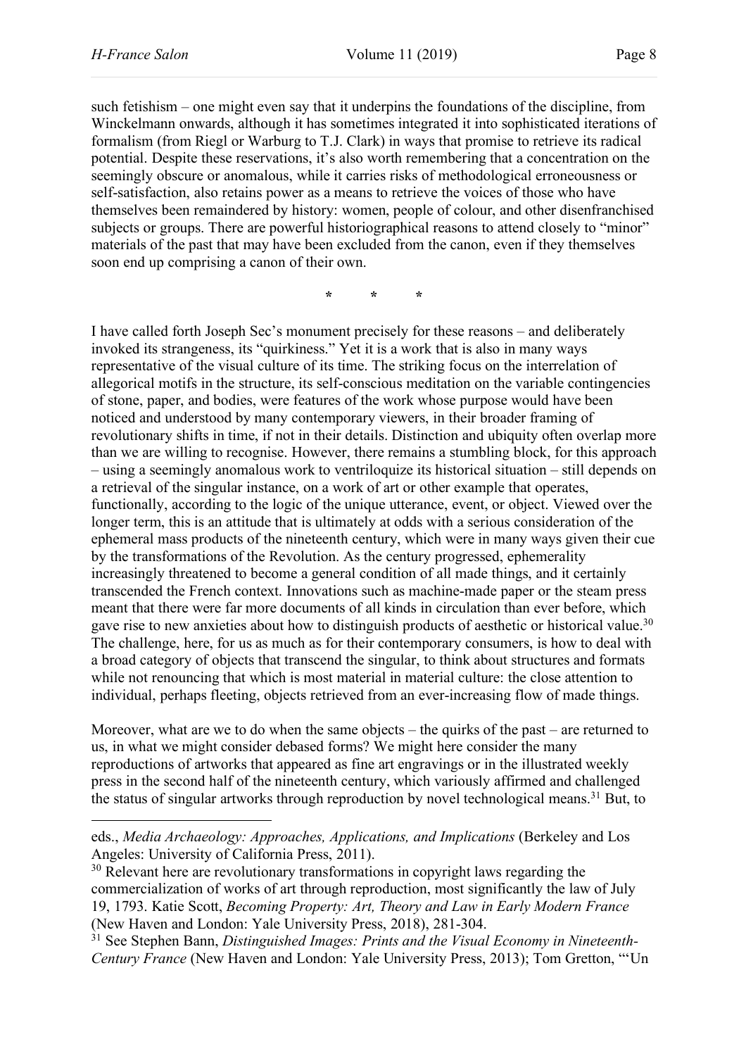such fetishism – one might even say that it underpins the foundations of the discipline, from Winckelmann onwards, although it has sometimes integrated it into sophisticated iterations of formalism (from Riegl or Warburg to T.J. Clark) in ways that promise to retrieve its radical potential. Despite these reservations, it's also worth remembering that a concentration on the seemingly obscure or anomalous, while it carries risks of methodological erroneousness or self-satisfaction, also retains power as a means to retrieve the voices of those who have themselves been remaindered by history: women, people of colour, and other disenfranchised subjects or groups. There are powerful historiographical reasons to attend closely to "minor" materials of the past that may have been excluded from the canon, even if they themselves soon end up comprising a canon of their own.

\* \* \*

I have called forth Joseph Sec's monument precisely for these reasons – and deliberately invoked its strangeness, its "quirkiness." Yet it is a work that is also in many ways representative of the visual culture of its time. The striking focus on the interrelation of allegorical motifs in the structure, its self-conscious meditation on the variable contingencies of stone, paper, and bodies, were features of the work whose purpose would have been noticed and understood by many contemporary viewers, in their broader framing of revolutionary shifts in time, if not in their details. Distinction and ubiquity often overlap more than we are willing to recognise. However, there remains a stumbling block, for this approach – using a seemingly anomalous work to ventriloquize its historical situation – still depends on a retrieval of the singular instance, on a work of art or other example that operates, functionally, according to the logic of the unique utterance, event, or object. Viewed over the longer term, this is an attitude that is ultimately at odds with a serious consideration of the ephemeral mass products of the nineteenth century, which were in many ways given their cue by the transformations of the Revolution. As the century progressed, ephemerality increasingly threatened to become a general condition of all made things, and it certainly transcended the French context. Innovations such as machine-made paper or the steam press meant that there were far more documents of all kinds in circulation than ever before, which gave rise to new anxieties about how to distinguish products of aesthetic or historical value.[30] The challenge, here, for us as much as for their contemporary consumers, is how to deal with a broad category of objects that transcend the singular, to think about structures and formats while not renouncing that which is most material in material culture: the close attention to individual, perhaps fleeting, objects retrieved from an ever-increasing flow of made things.

Moreover, what are we to do when the same objects – the quirks of the past – are returned to us, in what we might consider debased forms? We might here consider the many reproductions of artworks that appeared as fine art engravings or in the illustrated weekly press in the second half of the nineteenth century, which variously affirmed and challenged the status of singular artworks through reproduction by novel technological means.[31] But, to

---

eds., *Media Archaeology: Approaches, Applications, and Implications* (Berkeley and Los Angeles: University of California Press, 2011).

[30] Relevant here are revolutionary transformations in copyright laws regarding the commercialization of works of art through reproduction, most significantly the law of July 19, 1793. Katie Scott, *Becoming Property: Art, Theory and Law in Early Modern France* (New Haven and London: Yale University Press, 2018), 281-304.

[31] See Stephen Bann, *Distinguished Images: Prints and the Visual Economy in Nineteenth-Century France* (New Haven and London: Yale University Press, 2013); Tom Gretton, "'Un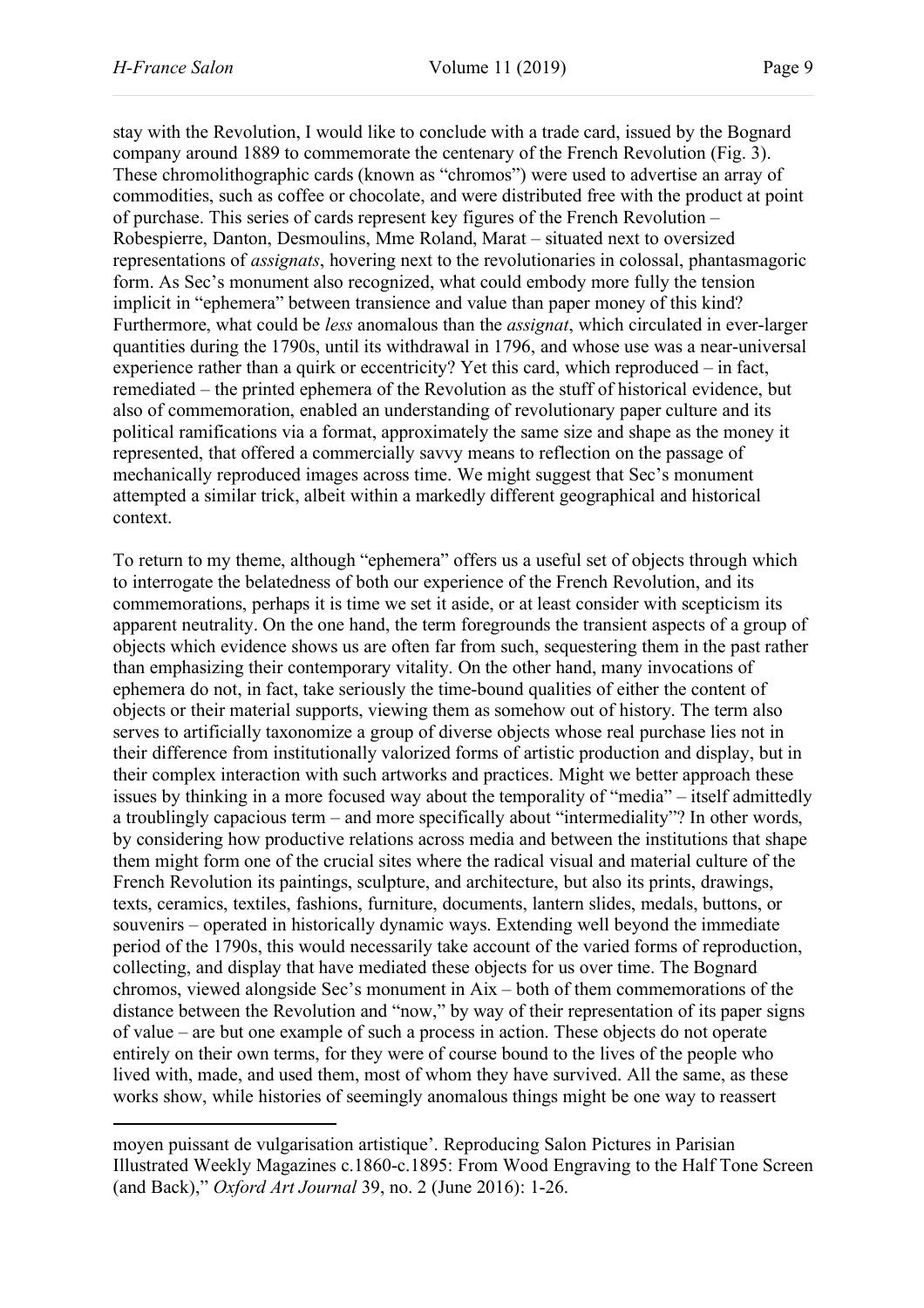stay with the Revolution, I would like to conclude with a trade card, issued by the Bognard company around 1889 to commemorate the centenary of the French Revolution (Fig. 3). These chromolithographic cards (known as "chromos") were used to advertise an array of commodities, such as coffee or chocolate, and were distributed free with the product at point of purchase. This series of cards represent key figures of the French Revolution – Robespierre, Danton, Desmoulins, Mme Roland, Marat – situated next to oversized representations of *assignats*, hovering next to the revolutionaries in colossal, phantasmagoric form. As Sec's monument also recognized, what could embody more fully the tension implicit in "ephemera" between transience and value than paper money of this kind? Furthermore, what could be *less* anomalous than the *assignat*, which circulated in ever-larger quantities during the 1790s, until its withdrawal in 1796, and whose use was a near-universal experience rather than a quirk or eccentricity? Yet this card, which reproduced – in fact, remediated – the printed ephemera of the Revolution as the stuff of historical evidence, but also of commemoration, enabled an understanding of revolutionary paper culture and its political ramifications via a format, approximately the same size and shape as the money it represented, that offered a commercially savvy means to reflection on the passage of mechanically reproduced images across time. We might suggest that Sec's monument attempted a similar trick, albeit within a markedly different geographical and historical context.

To return to my theme, although "ephemera" offers us a useful set of objects through which to interrogate the belatedness of both our experience of the French Revolution, and its commemorations, perhaps it is time we set it aside, or at least consider with scepticism its apparent neutrality. On the one hand, the term foregrounds the transient aspects of a group of objects which evidence shows us are often far from such, sequestering them in the past rather than emphasizing their contemporary vitality. On the other hand, many invocations of ephemera do not, in fact, take seriously the time-bound qualities of either the content of objects or their material supports, viewing them as somehow out of history. The term also serves to artificially taxonomize a group of diverse objects whose real purchase lies not in their difference from institutionally valorized forms of artistic production and display, but in their complex interaction with such artworks and practices. Might we better approach these issues by thinking in a more focused way about the temporality of "media" – itself admittedly a troublingly capacious term – and more specifically about "intermediality"? In other words, by considering how productive relations across media and between the institutions that shape them might form one of the crucial sites where the radical visual and material culture of the French Revolution its paintings, sculpture, and architecture, but also its prints, drawings, texts, ceramics, textiles, fashions, furniture, documents, lantern slides, medals, buttons, or souvenirs – operated in historically dynamic ways. Extending well beyond the immediate period of the 1790s, this would necessarily take account of the varied forms of reproduction, collecting, and display that have mediated these objects for us over time. The Bognard chromos, viewed alongside Sec's monument in Aix – both of them commemorations of the distance between the Revolution and "now," by way of their representation of its paper signs of value – are but one example of such a process in action. These objects do not operate entirely on their own terms, for they were of course bound to the lives of the people who lived with, made, and used them, most of whom they have survived. All the same, as these works show, while histories of seemingly anomalous things might be one way to reassert

moyen puissant de vulgarisation artistique'. Reproducing Salon Pictures in Parisian Illustrated Weekly Magazines c.1860-c.1895: From Wood Engraving to the Half Tone Screen (and Back)," *Oxford Art Journal* 39, no. 2 (June 2016): 1-26.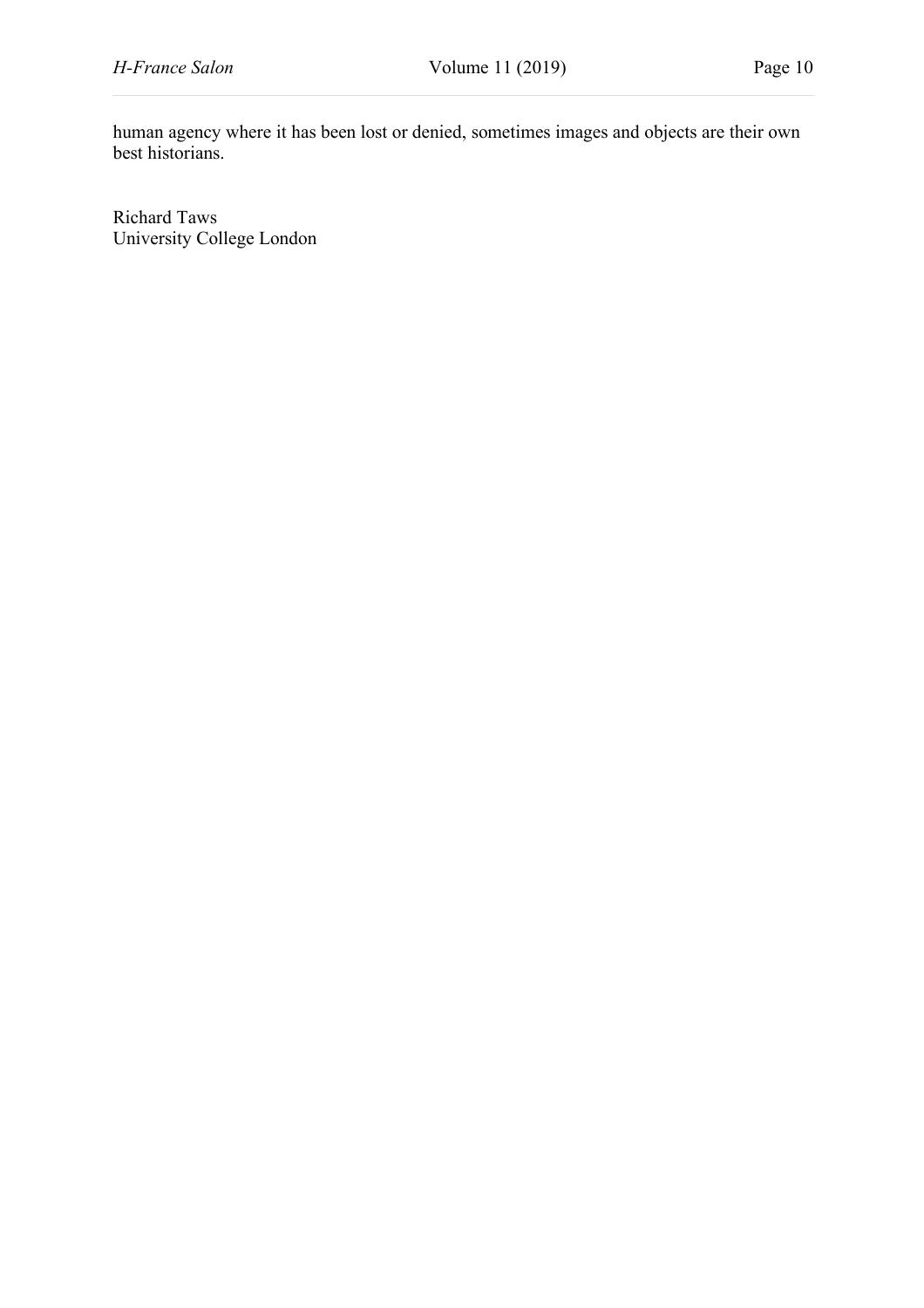human agency where it has been lost or denied, sometimes images and objects are their own best historians.

Richard Taws
University College London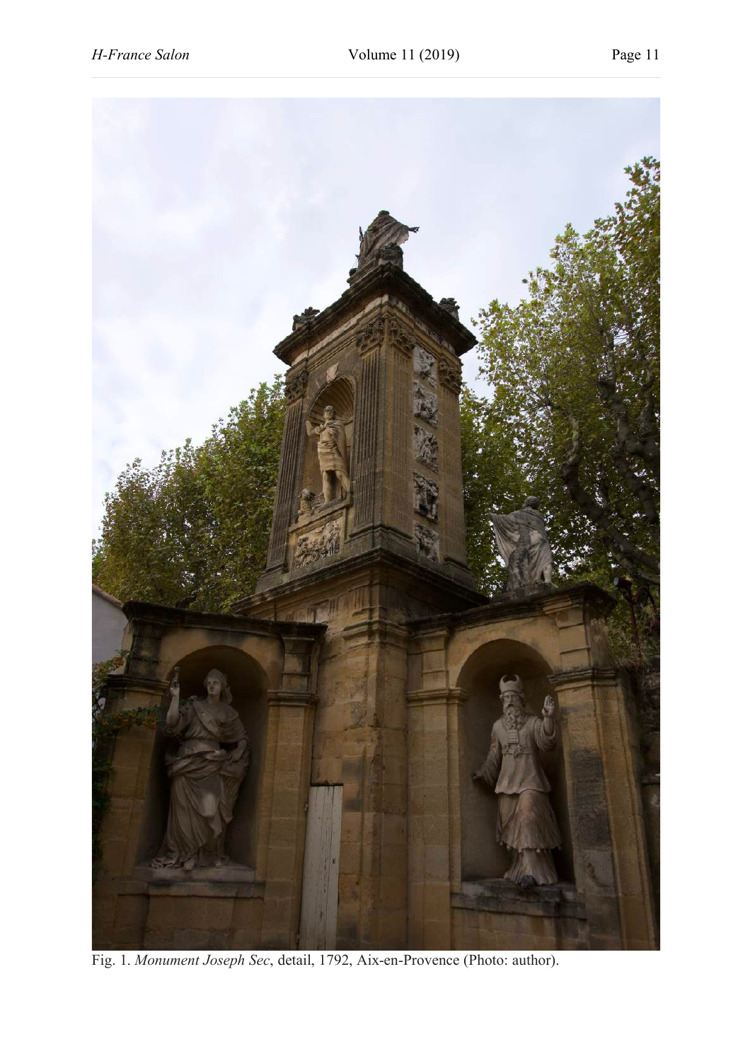Fig. 1. *Monument Joseph Sec*, detail, 1792, Aix-en-Provence (Photo: author).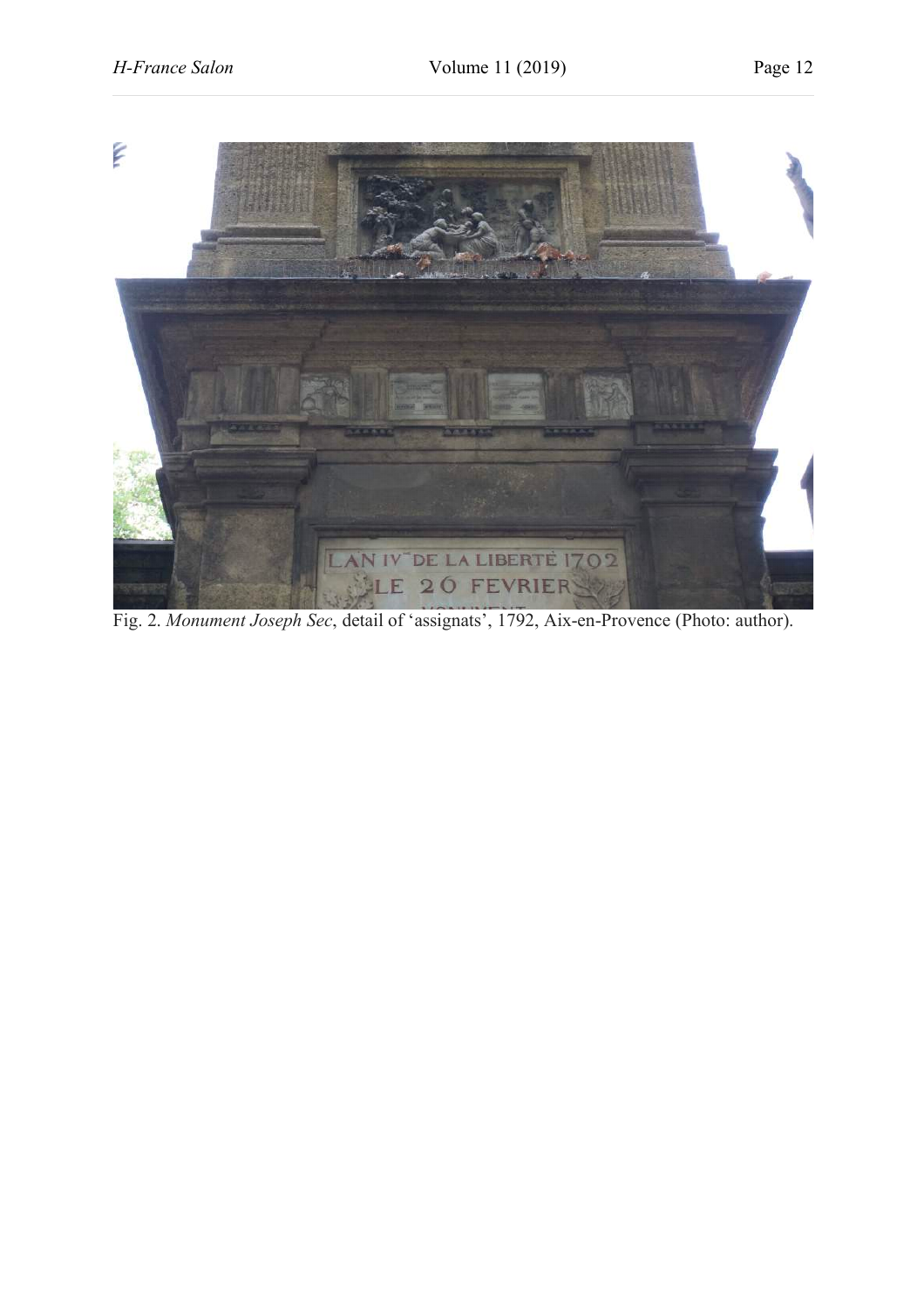Fig. 2. *Monument Joseph Sec*, detail of 'assignats', 1792, Aix-en-Provence (Photo: author).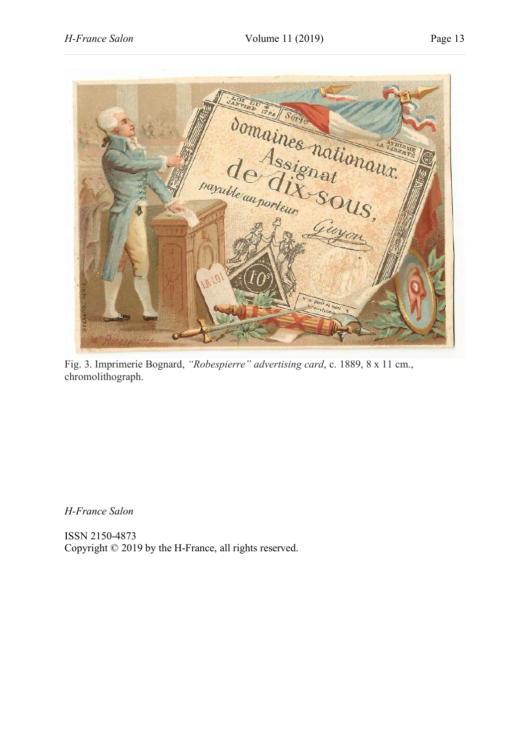Fig. 3. Imprimerie Bognard, *"Robespierre" advertising card*, c. 1889, 8 x 11 cm., chromolithograph.

*H-France Salon*

ISSN 2150-4873
Copyright © 2019 by the H-France, all rights reserved.